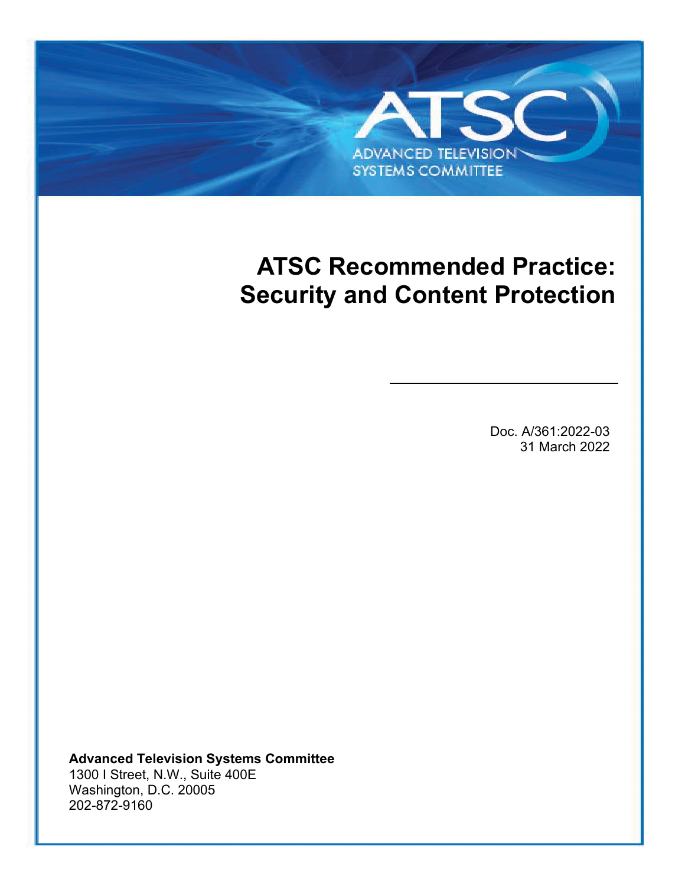ATSC

ADVANCED TELEVISION SYSTEMS COMMITTEE

# ATSC Recommended Practice: Security and Content Protection

Doc. A/361:2022-03
31 March 2022

**Advanced Television Systems Committee**
1300 I Street, N.W., Suite 400E
Washington, D.C. 20005
202-872-9160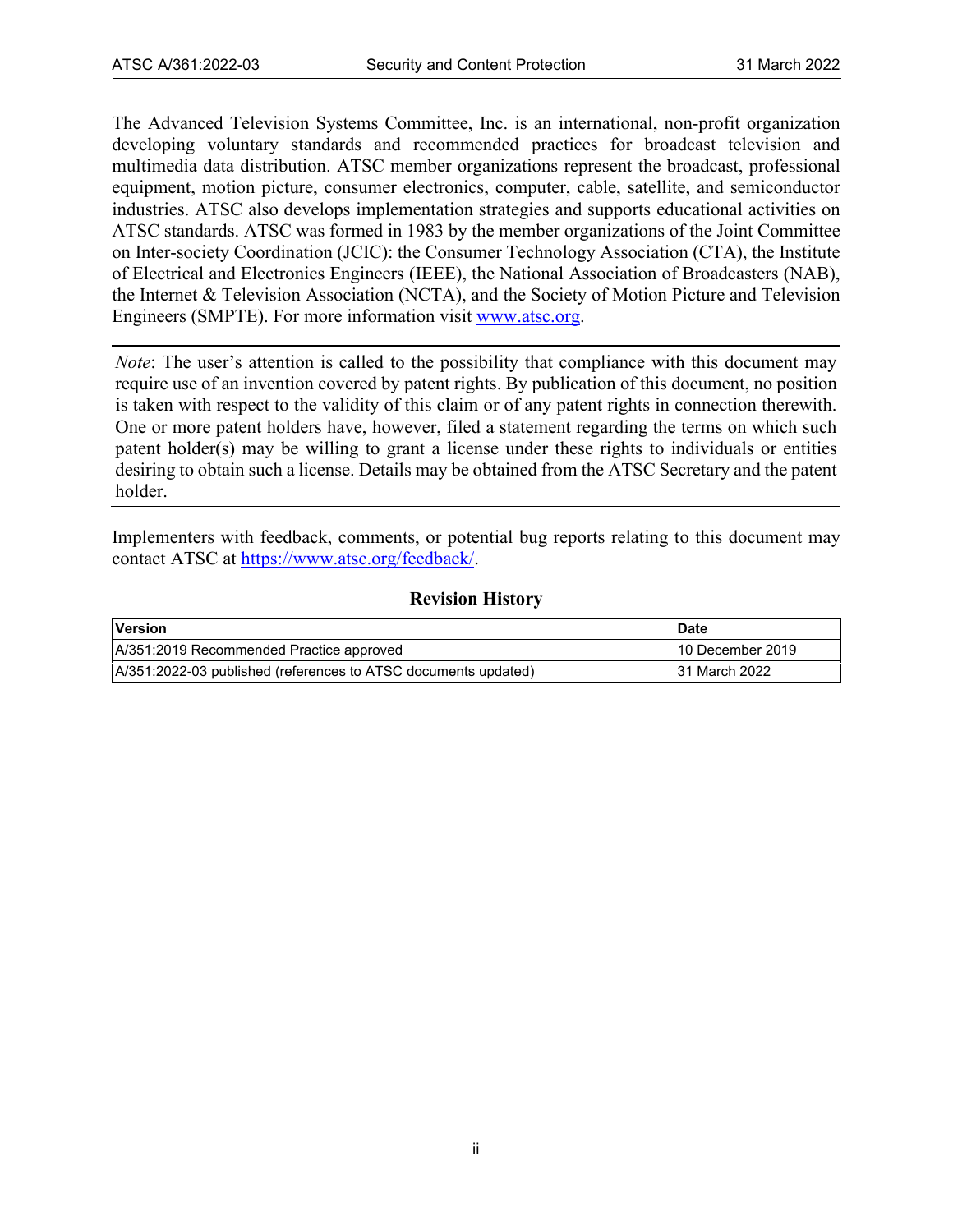The Advanced Television Systems Committee, Inc. is an international, non-profit organization developing voluntary standards and recommended practices for broadcast television and multimedia data distribution. ATSC member organizations represent the broadcast, professional equipment, motion picture, consumer electronics, computer, cable, satellite, and semiconductor industries. ATSC also develops implementation strategies and supports educational activities on ATSC standards. ATSC was formed in 1983 by the member organizations of the Joint Committee on Inter-society Coordination (JCIC): the Consumer Technology Association (CTA), the Institute of Electrical and Electronics Engineers (IEEE), the National Association of Broadcasters (NAB), the Internet & Television Association (NCTA), and the Society of Motion Picture and Television Engineers (SMPTE). For more information visit www.atsc.org.

*Note*: The user's attention is called to the possibility that compliance with this document may require use of an invention covered by patent rights. By publication of this document, no position is taken with respect to the validity of this claim or of any patent rights in connection therewith. One or more patent holders have, however, filed a statement regarding the terms on which such patent holder(s) may be willing to grant a license under these rights to individuals or entities desiring to obtain such a license. Details may be obtained from the ATSC Secretary and the patent holder.

Implementers with feedback, comments, or potential bug reports relating to this document may contact ATSC at https://www.atsc.org/feedback/.

**Revision History**

| Version | Date |
| --- | --- |
| A/351:2019 Recommended Practice approved | 10 December 2019 |
| A/351:2022-03 published (references to ATSC documents updated) | 31 March 2022 |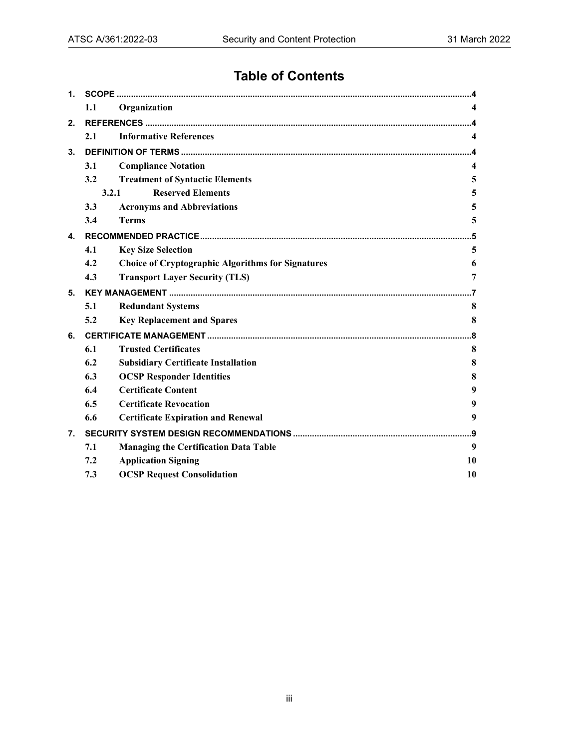# Table of Contents

1. SCOPE .....4
   - 1.1 Organization 4
2. REFERENCES .....4
   - 2.1 Informative References 4
3. DEFINITION OF TERMS .....4
   - 3.1 Compliance Notation 4
   - 3.2 Treatment of Syntactic Elements 5
     - 3.2.1 Reserved Elements 5
   - 3.3 Acronyms and Abbreviations 5
   - 3.4 Terms 5
4. RECOMMENDED PRACTICE .....5
   - 4.1 Key Size Selection 5
   - 4.2 Choice of Cryptographic Algorithms for Signatures 6
   - 4.3 Transport Layer Security (TLS) 7
5. KEY MANAGEMENT .....7
   - 5.1 Redundant Systems 8
   - 5.2 Key Replacement and Spares 8
6. CERTIFICATE MANAGEMENT .....8
   - 6.1 Trusted Certificates 8
   - 6.2 Subsidiary Certificate Installation 8
   - 6.3 OCSP Responder Identities 8
   - 6.4 Certificate Content 9
   - 6.5 Certificate Revocation 9
   - 6.6 Certificate Expiration and Renewal 9
7. SECURITY SYSTEM DESIGN RECOMMENDATIONS .....9
   - 7.1 Managing the Certification Data Table 9
   - 7.2 Application Signing 10
   - 7.3 OCSP Request Consolidation 10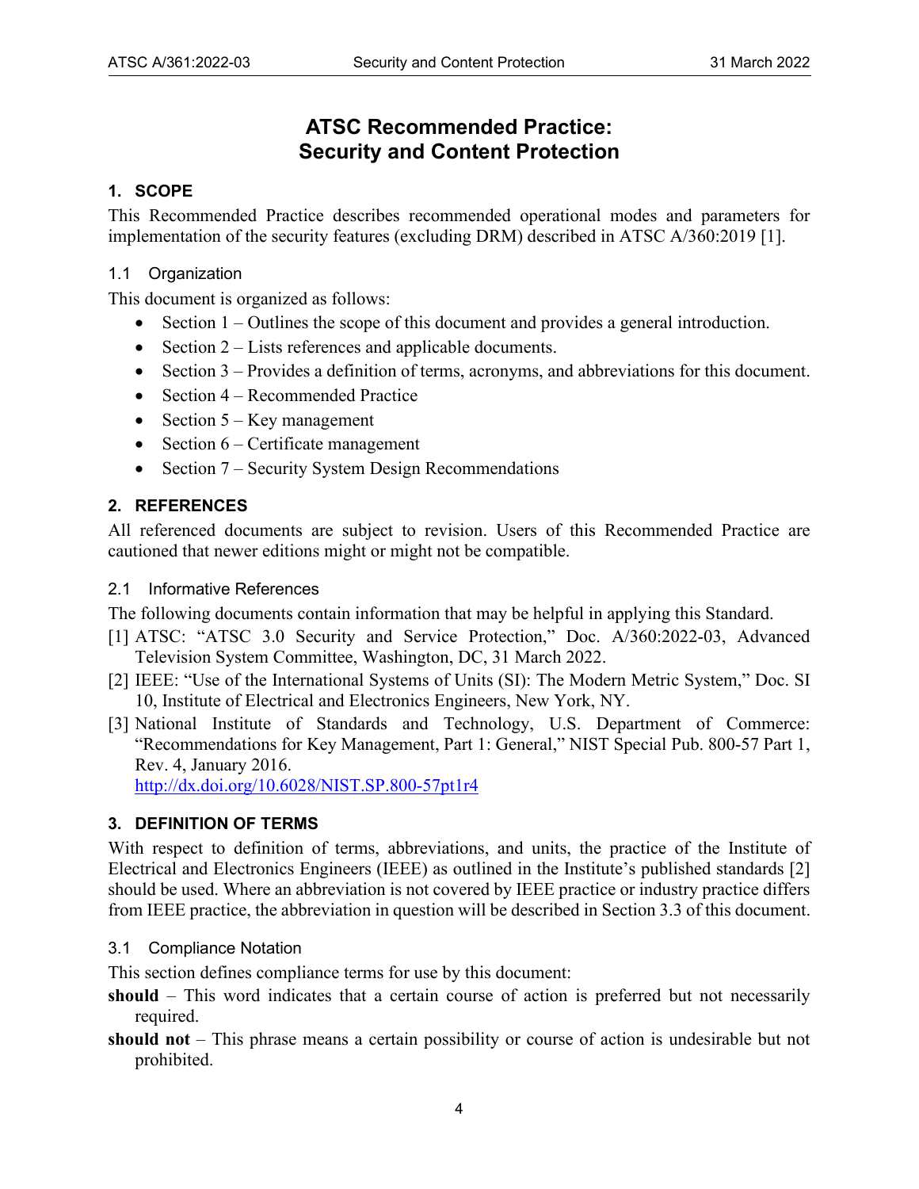# ATSC Recommended Practice: Security and Content Protection

## 1. SCOPE

This Recommended Practice describes recommended operational modes and parameters for implementation of the security features (excluding DRM) described in ATSC A/360:2019 [1].

### 1.1 Organization

This document is organized as follows:

- Section 1 – Outlines the scope of this document and provides a general introduction.
- Section 2 – Lists references and applicable documents.
- Section 3 – Provides a definition of terms, acronyms, and abbreviations for this document.
- Section 4 – Recommended Practice
- Section 5 – Key management
- Section 6 – Certificate management
- Section 7 – Security System Design Recommendations

## 2. REFERENCES

All referenced documents are subject to revision. Users of this Recommended Practice are cautioned that newer editions might or might not be compatible.

### 2.1 Informative References

The following documents contain information that may be helpful in applying this Standard.

[1] ATSC: "ATSC 3.0 Security and Service Protection," Doc. A/360:2022-03, Advanced Television System Committee, Washington, DC, 31 March 2022.

[2] IEEE: "Use of the International Systems of Units (SI): The Modern Metric System," Doc. SI 10, Institute of Electrical and Electronics Engineers, New York, NY.

[3] National Institute of Standards and Technology, U.S. Department of Commerce: "Recommendations for Key Management, Part 1: General," NIST Special Pub. 800-57 Part 1, Rev. 4, January 2016.
http://dx.doi.org/10.6028/NIST.SP.800-57pt1r4

## 3. DEFINITION OF TERMS

With respect to definition of terms, abbreviations, and units, the practice of the Institute of Electrical and Electronics Engineers (IEEE) as outlined in the Institute's published standards [2] should be used. Where an abbreviation is not covered by IEEE practice or industry practice differs from IEEE practice, the abbreviation in question will be described in Section 3.3 of this document.

### 3.1 Compliance Notation

This section defines compliance terms for use by this document:

**should** – This word indicates that a certain course of action is preferred but not necessarily required.

**should not** – This phrase means a certain possibility or course of action is undesirable but not prohibited.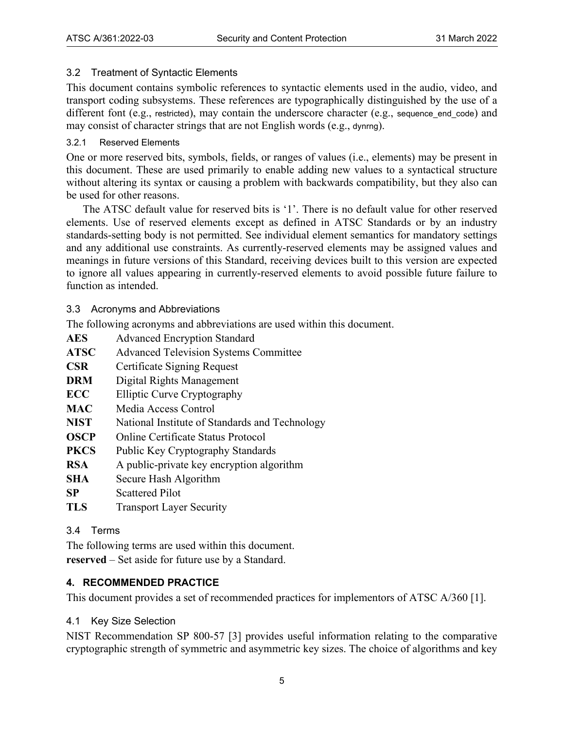### 3.2 Treatment of Syntactic Elements

This document contains symbolic references to syntactic elements used in the audio, video, and transport coding subsystems. These references are typographically distinguished by the use of a different font (e.g., restricted), may contain the underscore character (e.g., sequence_end_code) and may consist of character strings that are not English words (e.g., dynrng).

#### 3.2.1 Reserved Elements

One or more reserved bits, symbols, fields, or ranges of values (i.e., elements) may be present in this document. These are used primarily to enable adding new values to a syntactical structure without altering its syntax or causing a problem with backwards compatibility, but they also can be used for other reasons.

The ATSC default value for reserved bits is '1'. There is no default value for other reserved elements. Use of reserved elements except as defined in ATSC Standards or by an industry standards-setting body is not permitted. See individual element semantics for mandatory settings and any additional use constraints. As currently-reserved elements may be assigned values and meanings in future versions of this Standard, receiving devices built to this version are expected to ignore all values appearing in currently-reserved elements to avoid possible future failure to function as intended.

### 3.3 Acronyms and Abbreviations

The following acronyms and abbreviations are used within this document.

**AES** Advanced Encryption Standard
**ATSC** Advanced Television Systems Committee
**CSR** Certificate Signing Request
**DRM** Digital Rights Management
**ECC** Elliptic Curve Cryptography
**MAC** Media Access Control
**NIST** National Institute of Standards and Technology
**OSCP** Online Certificate Status Protocol
**PKCS** Public Key Cryptography Standards
**RSA** A public-private key encryption algorithm
**SHA** Secure Hash Algorithm
**SP** Scattered Pilot
**TLS** Transport Layer Security

### 3.4 Terms

The following terms are used within this document.

**reserved** – Set aside for future use by a Standard.

## 4. RECOMMENDED PRACTICE

This document provides a set of recommended practices for implementors of ATSC A/360 [1].

### 4.1 Key Size Selection

NIST Recommendation SP 800-57 [3] provides useful information relating to the comparative cryptographic strength of symmetric and asymmetric key sizes. The choice of algorithms and key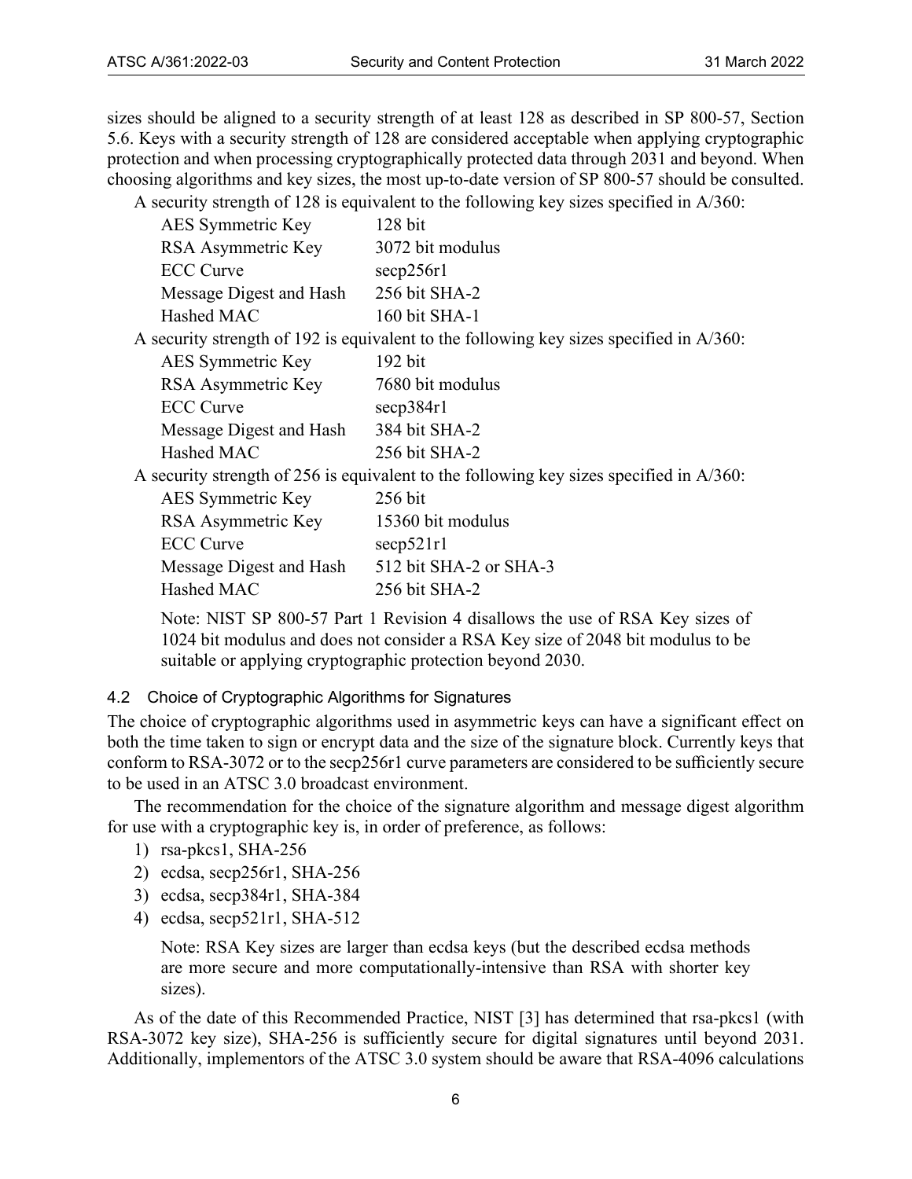sizes should be aligned to a security strength of at least 128 as described in SP 800-57, Section 5.6. Keys with a security strength of 128 are considered acceptable when applying cryptographic protection and when processing cryptographically protected data through 2031 and beyond. When choosing algorithms and key sizes, the most up-to-date version of SP 800-57 should be consulted.

A security strength of 128 is equivalent to the following key sizes specified in A/360:

| | |
|---|---|
| AES Symmetric Key | 128 bit |
| RSA Asymmetric Key | 3072 bit modulus |
| ECC Curve | secp256r1 |
| Message Digest and Hash | 256 bit SHA-2 |
| Hashed MAC | 160 bit SHA-1 |

A security strength of 192 is equivalent to the following key sizes specified in A/360:

| | |
|---|---|
| AES Symmetric Key | 192 bit |
| RSA Asymmetric Key | 7680 bit modulus |
| ECC Curve | secp384r1 |
| Message Digest and Hash | 384 bit SHA-2 |
| Hashed MAC | 256 bit SHA-2 |

A security strength of 256 is equivalent to the following key sizes specified in A/360:

| | |
|---|---|
| AES Symmetric Key | 256 bit |
| RSA Asymmetric Key | 15360 bit modulus |
| ECC Curve | secp521r1 |
| Message Digest and Hash | 512 bit SHA-2 or SHA-3 |
| Hashed MAC | 256 bit SHA-2 |

Note: NIST SP 800-57 Part 1 Revision 4 disallows the use of RSA Key sizes of 1024 bit modulus and does not consider a RSA Key size of 2048 bit modulus to be suitable or applying cryptographic protection beyond 2030.

### 4.2 Choice of Cryptographic Algorithms for Signatures

The choice of cryptographic algorithms used in asymmetric keys can have a significant effect on both the time taken to sign or encrypt data and the size of the signature block. Currently keys that conform to RSA-3072 or to the secp256r1 curve parameters are considered to be sufficiently secure to be used in an ATSC 3.0 broadcast environment.

The recommendation for the choice of the signature algorithm and message digest algorithm for use with a cryptographic key is, in order of preference, as follows:

1) rsa-pkcs1, SHA-256
2) ecdsa, secp256r1, SHA-256
3) ecdsa, secp384r1, SHA-384
4) ecdsa, secp521r1, SHA-512

Note: RSA Key sizes are larger than ecdsa keys (but the described ecdsa methods are more secure and more computationally-intensive than RSA with shorter key sizes).

As of the date of this Recommended Practice, NIST [3] has determined that rsa-pkcs1 (with RSA-3072 key size), SHA-256 is sufficiently secure for digital signatures until beyond 2031. Additionally, implementors of the ATSC 3.0 system should be aware that RSA-4096 calculations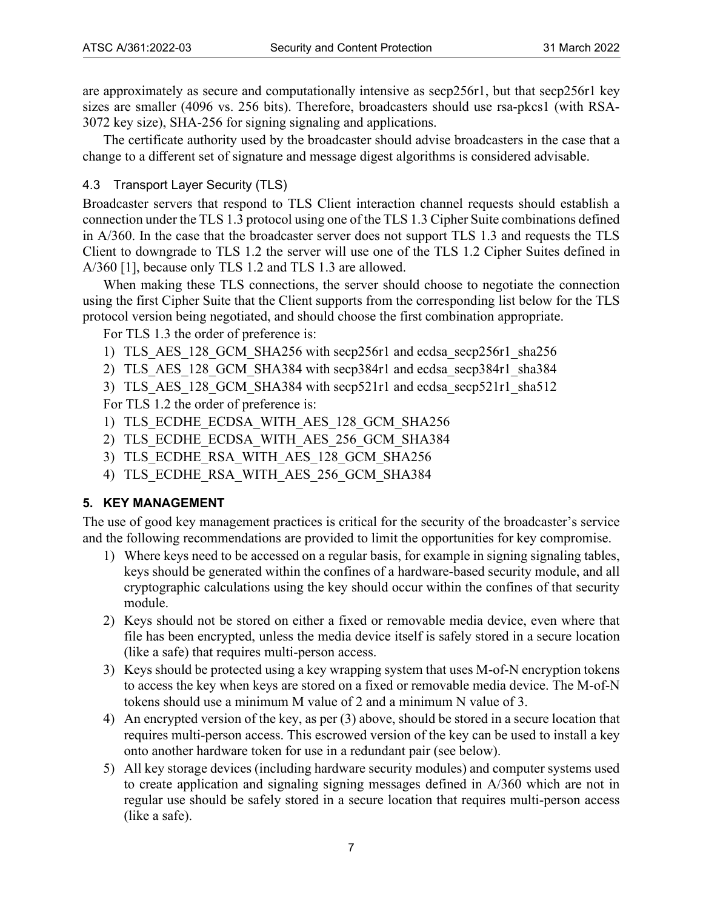are approximately as secure and computationally intensive as secp256r1, but that secp256r1 key sizes are smaller (4096 vs. 256 bits). Therefore, broadcasters should use rsa-pkcs1 (with RSA-3072 key size), SHA-256 for signing signaling and applications.

The certificate authority used by the broadcaster should advise broadcasters in the case that a change to a different set of signature and message digest algorithms is considered advisable.

### 4.3 Transport Layer Security (TLS)

Broadcaster servers that respond to TLS Client interaction channel requests should establish a connection under the TLS 1.3 protocol using one of the TLS 1.3 Cipher Suite combinations defined in A/360. In the case that the broadcaster server does not support TLS 1.3 and requests the TLS Client to downgrade to TLS 1.2 the server will use one of the TLS 1.2 Cipher Suites defined in A/360 [1], because only TLS 1.2 and TLS 1.3 are allowed.

When making these TLS connections, the server should choose to negotiate the connection using the first Cipher Suite that the Client supports from the corresponding list below for the TLS protocol version being negotiated, and should choose the first combination appropriate.

For TLS 1.3 the order of preference is:

1) TLS_AES_128_GCM_SHA256 with secp256r1 and ecdsa_secp256r1_sha256
2) TLS_AES_128_GCM_SHA384 with secp384r1 and ecdsa_secp384r1_sha384
3) TLS_AES_128_GCM_SHA384 with secp521r1 and ecdsa_secp521r1_sha512

For TLS 1.2 the order of preference is:

1) TLS_ECDHE_ECDSA_WITH_AES_128_GCM_SHA256
2) TLS_ECDHE_ECDSA_WITH_AES_256_GCM_SHA384
3) TLS_ECDHE_RSA_WITH_AES_128_GCM_SHA256
4) TLS_ECDHE_RSA_WITH_AES_256_GCM_SHA384

## 5. KEY MANAGEMENT

The use of good key management practices is critical for the security of the broadcaster's service and the following recommendations are provided to limit the opportunities for key compromise.

1) Where keys need to be accessed on a regular basis, for example in signing signaling tables, keys should be generated within the confines of a hardware-based security module, and all cryptographic calculations using the key should occur within the confines of that security module.
2) Keys should not be stored on either a fixed or removable media device, even where that file has been encrypted, unless the media device itself is safely stored in a secure location (like a safe) that requires multi-person access.
3) Keys should be protected using a key wrapping system that uses M-of-N encryption tokens to access the key when keys are stored on a fixed or removable media device. The M-of-N tokens should use a minimum M value of 2 and a minimum N value of 3.
4) An encrypted version of the key, as per (3) above, should be stored in a secure location that requires multi-person access. This escrowed version of the key can be used to install a key onto another hardware token for use in a redundant pair (see below).
5) All key storage devices (including hardware security modules) and computer systems used to create application and signaling signing messages defined in A/360 which are not in regular use should be safely stored in a secure location that requires multi-person access (like a safe).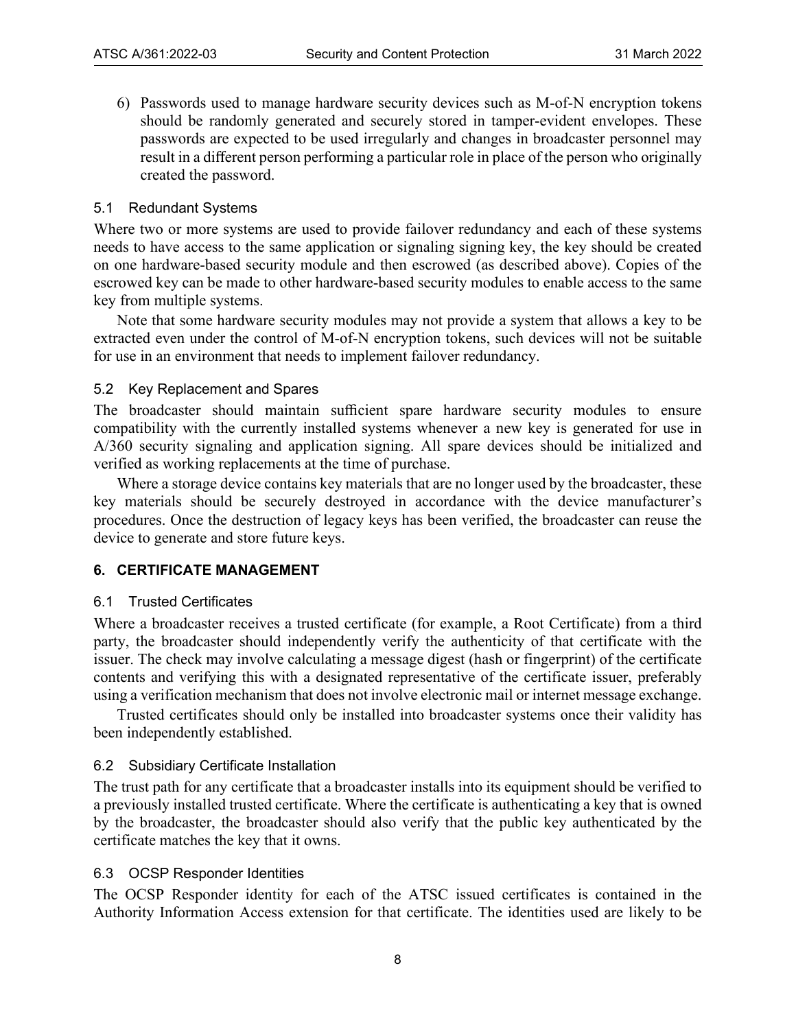6) Passwords used to manage hardware security devices such as M-of-N encryption tokens should be randomly generated and securely stored in tamper-evident envelopes. These passwords are expected to be used irregularly and changes in broadcaster personnel may result in a different person performing a particular role in place of the person who originally created the password.

### 5.1 Redundant Systems

Where two or more systems are used to provide failover redundancy and each of these systems needs to have access to the same application or signaling signing key, the key should be created on one hardware-based security module and then escrowed (as described above). Copies of the escrowed key can be made to other hardware-based security modules to enable access to the same key from multiple systems.

Note that some hardware security modules may not provide a system that allows a key to be extracted even under the control of M-of-N encryption tokens, such devices will not be suitable for use in an environment that needs to implement failover redundancy.

### 5.2 Key Replacement and Spares

The broadcaster should maintain sufficient spare hardware security modules to ensure compatibility with the currently installed systems whenever a new key is generated for use in A/360 security signaling and application signing. All spare devices should be initialized and verified as working replacements at the time of purchase.

Where a storage device contains key materials that are no longer used by the broadcaster, these key materials should be securely destroyed in accordance with the device manufacturer's procedures. Once the destruction of legacy keys has been verified, the broadcaster can reuse the device to generate and store future keys.

## 6. CERTIFICATE MANAGEMENT

### 6.1 Trusted Certificates

Where a broadcaster receives a trusted certificate (for example, a Root Certificate) from a third party, the broadcaster should independently verify the authenticity of that certificate with the issuer. The check may involve calculating a message digest (hash or fingerprint) of the certificate contents and verifying this with a designated representative of the certificate issuer, preferably using a verification mechanism that does not involve electronic mail or internet message exchange.

Trusted certificates should only be installed into broadcaster systems once their validity has been independently established.

### 6.2 Subsidiary Certificate Installation

The trust path for any certificate that a broadcaster installs into its equipment should be verified to a previously installed trusted certificate. Where the certificate is authenticating a key that is owned by the broadcaster, the broadcaster should also verify that the public key authenticated by the certificate matches the key that it owns.

### 6.3 OCSP Responder Identities

The OCSP Responder identity for each of the ATSC issued certificates is contained in the Authority Information Access extension for that certificate. The identities used are likely to be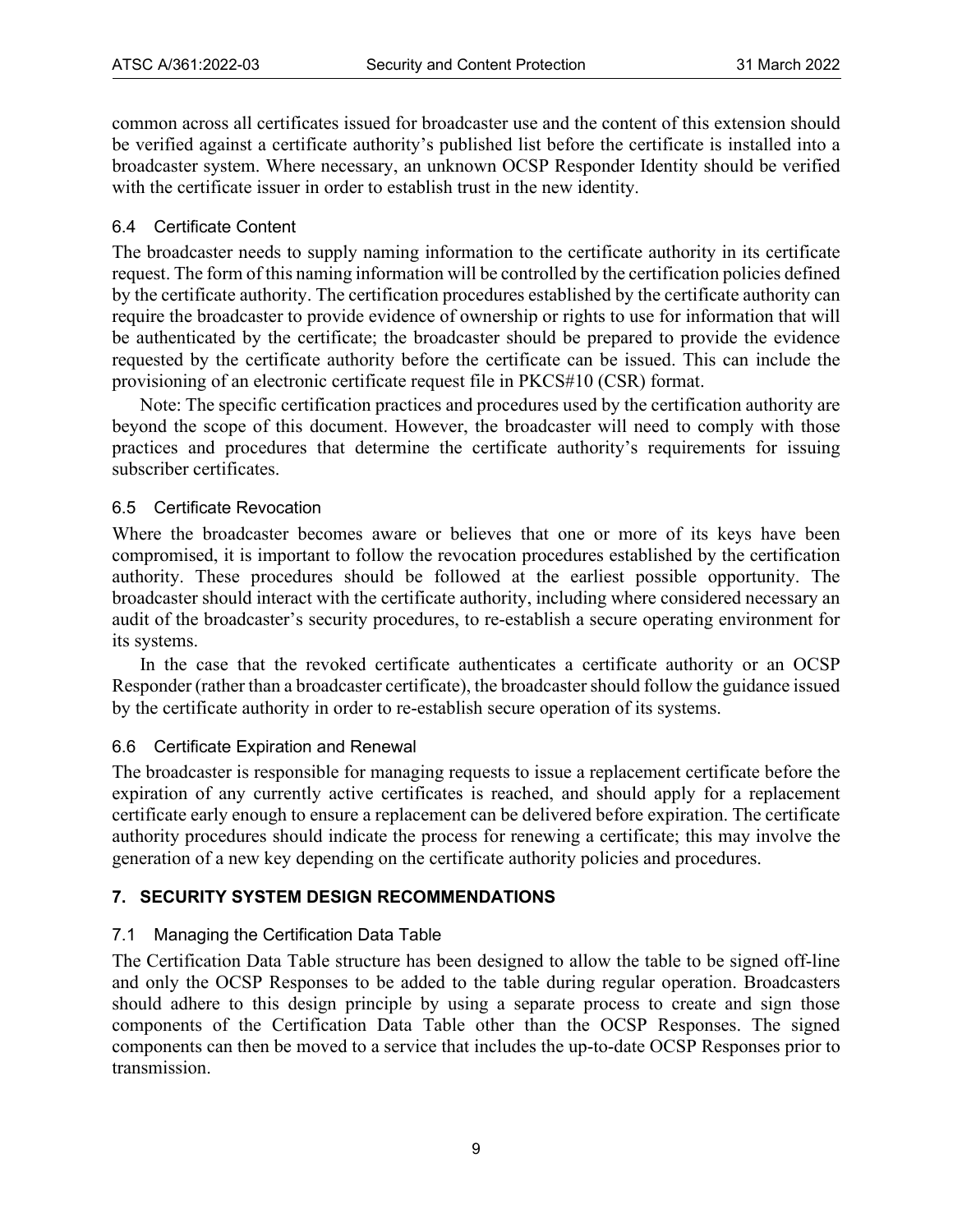common across all certificates issued for broadcaster use and the content of this extension should be verified against a certificate authority's published list before the certificate is installed into a broadcaster system. Where necessary, an unknown OCSP Responder Identity should be verified with the certificate issuer in order to establish trust in the new identity.

### 6.4 Certificate Content

The broadcaster needs to supply naming information to the certificate authority in its certificate request. The form of this naming information will be controlled by the certification policies defined by the certificate authority. The certification procedures established by the certificate authority can require the broadcaster to provide evidence of ownership or rights to use for information that will be authenticated by the certificate; the broadcaster should be prepared to provide the evidence requested by the certificate authority before the certificate can be issued. This can include the provisioning of an electronic certificate request file in PKCS#10 (CSR) format.

Note: The specific certification practices and procedures used by the certification authority are beyond the scope of this document. However, the broadcaster will need to comply with those practices and procedures that determine the certificate authority's requirements for issuing subscriber certificates.

### 6.5 Certificate Revocation

Where the broadcaster becomes aware or believes that one or more of its keys have been compromised, it is important to follow the revocation procedures established by the certification authority. These procedures should be followed at the earliest possible opportunity. The broadcaster should interact with the certificate authority, including where considered necessary an audit of the broadcaster's security procedures, to re-establish a secure operating environment for its systems.

In the case that the revoked certificate authenticates a certificate authority or an OCSP Responder (rather than a broadcaster certificate), the broadcaster should follow the guidance issued by the certificate authority in order to re-establish secure operation of its systems.

### 6.6 Certificate Expiration and Renewal

The broadcaster is responsible for managing requests to issue a replacement certificate before the expiration of any currently active certificates is reached, and should apply for a replacement certificate early enough to ensure a replacement can be delivered before expiration. The certificate authority procedures should indicate the process for renewing a certificate; this may involve the generation of a new key depending on the certificate authority policies and procedures.

## 7. SECURITY SYSTEM DESIGN RECOMMENDATIONS

### 7.1 Managing the Certification Data Table

The Certification Data Table structure has been designed to allow the table to be signed off-line and only the OCSP Responses to be added to the table during regular operation. Broadcasters should adhere to this design principle by using a separate process to create and sign those components of the Certification Data Table other than the OCSP Responses. The signed components can then be moved to a service that includes the up-to-date OCSP Responses prior to transmission.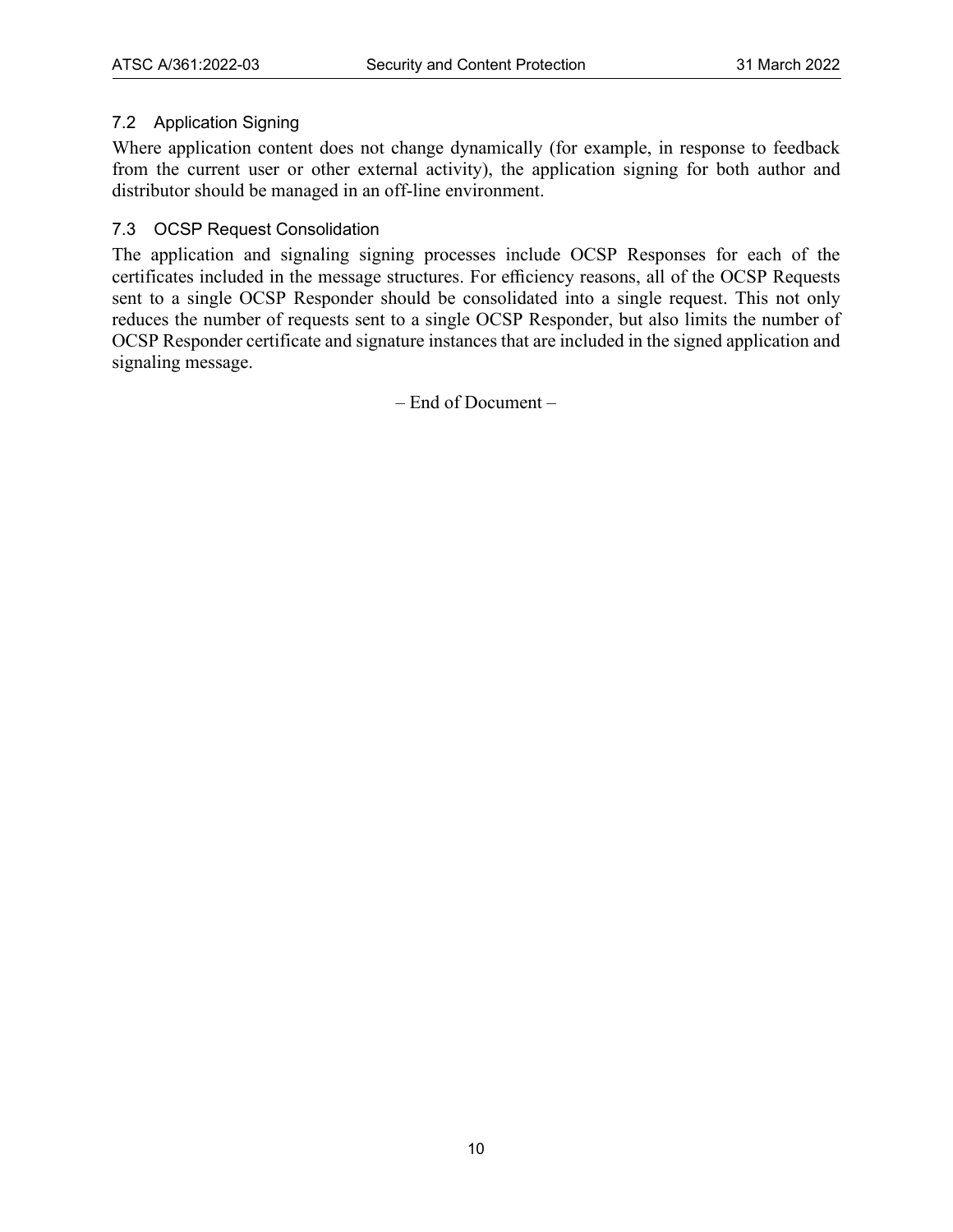## 7.2 Application Signing

Where application content does not change dynamically (for example, in response to feedback from the current user or other external activity), the application signing for both author and distributor should be managed in an off-line environment.

## 7.3 OCSP Request Consolidation

The application and signaling signing processes include OCSP Responses for each of the certificates included in the message structures. For efficiency reasons, all of the OCSP Requests sent to a single OCSP Responder should be consolidated into a single request. This not only reduces the number of requests sent to a single OCSP Responder, but also limits the number of OCSP Responder certificate and signature instances that are included in the signed application and signaling message.

– End of Document –